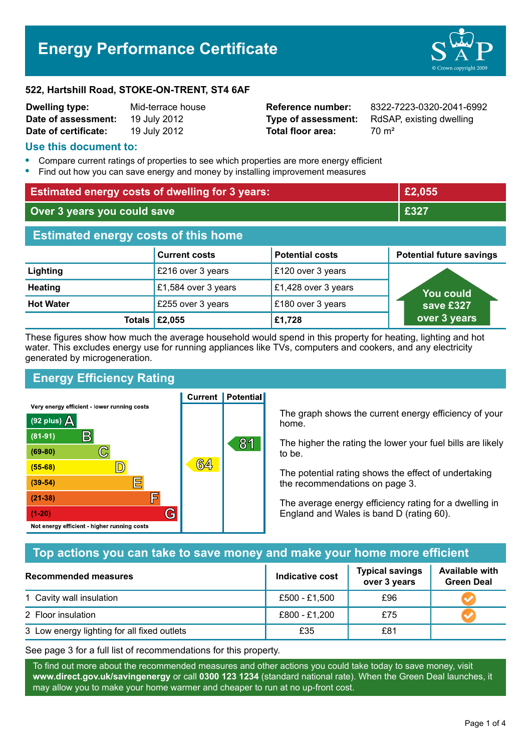# Energy Performance Certificate

**522, Hartshill Road, STOKE-ON-TRENT, ST4 6AF**

| | | | |
|---|---|---|---|
| **Dwelling type:** | Mid-terrace house | **Reference number:** | 8322-7223-0320-2041-6992 |
| **Date of assessment:** | 19 July 2012 | **Type of assessment:** | RdSAP, existing dwelling |
| **Date of certificate:** | 19 July 2012 | **Total floor area:** | 70 m² |

## Use this document to:

- Compare current ratings of properties to see which properties are more energy efficient
- Find out how you can save energy and money by installing improvement measures

| | |
|---|---|
| **Estimated energy costs of dwelling for 3 years:** | **£2,055** |
| **Over 3 years you could save** | **£327** |

## Estimated energy costs of this home

| | Current costs | Potential costs | Potential future savings |
|---|---|---|---|
| **Lighting** | £216 over 3 years | £120 over 3 years | You could save £327 over 3 years |
| **Heating** | £1,584 over 3 years | £1,428 over 3 years | |
| **Hot Water** | £255 over 3 years | £180 over 3 years | |
| **Totals** | **£2,055** | **£1,728** | |

These figures show how much the average household would spend in this property for heating, lighting and hot water. This excludes energy use for running appliances like TVs, computers and cookers, and any electricity generated by microgeneration.

## Energy Efficiency Rating

| Rating | Current | Potential |
|---|---|---|
| Very energy efficient - lower running costs | | |
| (92 plus) A | | |
| (81-91) B | | 81 |
| (69-80) C | | |
| (55-68) D | 64 | |
| (39-54) E | | |
| (21-38) F | | |
| (1-20) G | | |
| Not energy efficient - higher running costs | | |

The graph shows the current energy efficiency of your home.

The higher the rating the lower your fuel bills are likely to be.

The potential rating shows the effect of undertaking the recommendations on page 3.

The average energy efficiency rating for a dwelling in England and Wales is band D (rating 60).

## Top actions you can take to save money and make your home more efficient

| Recommended measures | Indicative cost | Typical savings over 3 years | Available with Green Deal |
|---|---|---|---|
| 1 Cavity wall insulation | £500 - £1,500 | £96 | ✔ |
| 2 Floor insulation | £800 - £1,200 | £75 | ✔ |
| 3 Low energy lighting for all fixed outlets | £35 | £81 | |

See page 3 for a full list of recommendations for this property.

To find out more about the recommended measures and other actions you could take today to save money, visit **www.direct.gov.uk/savingenergy** or call **0300 123 1234** (standard national rate). When the Green Deal launches, it may allow you to make your home warmer and cheaper to run at no up-front cost.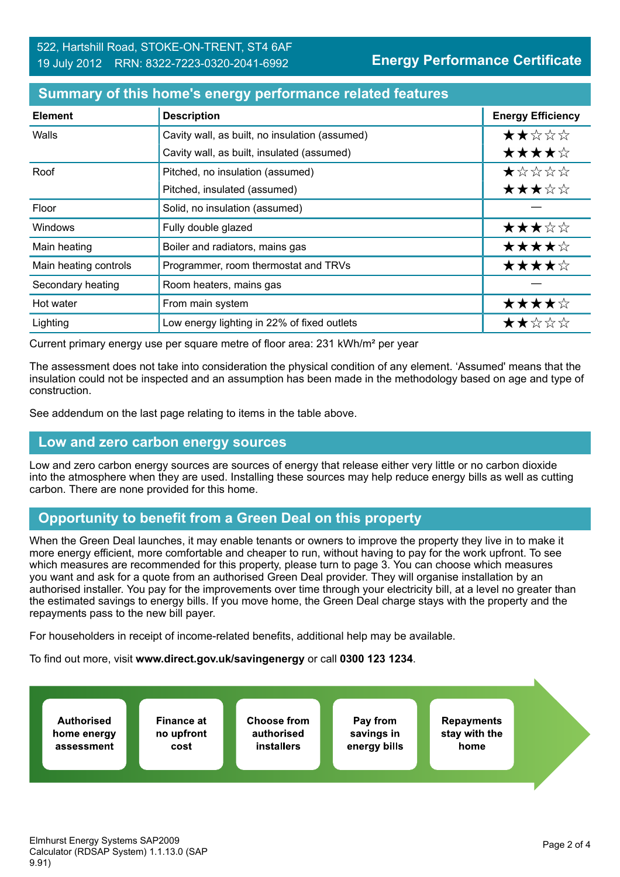522, Hartshill Road, STOKE-ON-TRENT, ST4 6AF
19 July 2012 RRN: 8322-7223-0320-2041-6992

**Energy Performance Certificate**

## Summary of this home's energy performance related features

| Element | Description | Energy Efficiency |
|---|---|---|
| Walls | Cavity wall, as built, no insulation (assumed) | ★★☆☆☆ |
| | Cavity wall, as built, insulated (assumed) | ★★★★☆ |
| Roof | Pitched, no insulation (assumed) | ★☆☆☆☆ |
| | Pitched, insulated (assumed) | ★★★☆☆ |
| Floor | Solid, no insulation (assumed) | — |
| Windows | Fully double glazed | ★★★☆☆ |
| Main heating | Boiler and radiators, mains gas | ★★★★☆ |
| Main heating controls | Programmer, room thermostat and TRVs | ★★★★☆ |
| Secondary heating | Room heaters, mains gas | — |
| Hot water | From main system | ★★★★☆ |
| Lighting | Low energy lighting in 22% of fixed outlets | ★★☆☆☆ |

Current primary energy use per square metre of floor area: 231 kWh/m² per year

The assessment does not take into consideration the physical condition of any element. 'Assumed' means that the insulation could not be inspected and an assumption has been made in the methodology based on age and type of construction.

See addendum on the last page relating to items in the table above.

## Low and zero carbon energy sources

Low and zero carbon energy sources are sources of energy that release either very little or no carbon dioxide into the atmosphere when they are used. Installing these sources may help reduce energy bills as well as cutting carbon. There are none provided for this home.

## Opportunity to benefit from a Green Deal on this property

When the Green Deal launches, it may enable tenants or owners to improve the property they live in to make it more energy efficient, more comfortable and cheaper to run, without having to pay for the work upfront. To see which measures are recommended for this property, please turn to page 3. You can choose which measures you want and ask for a quote from an authorised Green Deal provider. They will organise installation by an authorised installer. You pay for the improvements over time through your electricity bill, at a level no greater than the estimated savings to energy bills. If you move home, the Green Deal charge stays with the property and the repayments pass to the new bill payer.

For householders in receipt of income-related benefits, additional help may be available.

To find out more, visit **www.direct.gov.uk/savingenergy** or call **0300 123 1234**.

- **Authorised home energy assessment**
- **Finance at no upfront cost**
- **Choose from authorised installers**
- **Pay from savings in energy bills**
- **Repayments stay with the home**

Elmhurst Energy Systems SAP2009 Calculator (RDSAP System) 1.1.13.0 (SAP 9.91)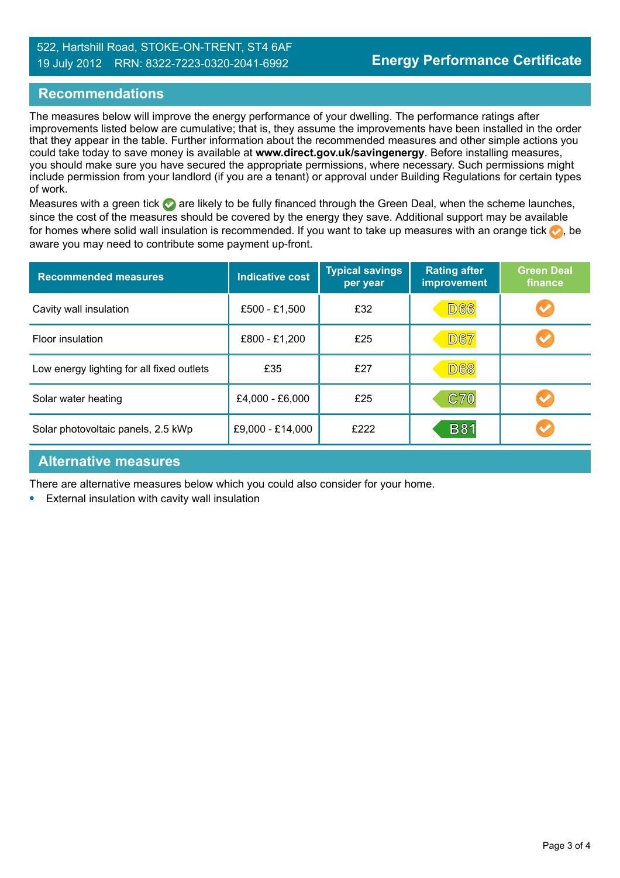522, Hartshill Road, STOKE-ON-TRENT, ST4 6AF
19 July 2012 RRN: 8322-7223-0320-2041-6992

**Energy Performance Certificate**

## Recommendations

The measures below will improve the energy performance of your dwelling. The performance ratings after improvements listed below are cumulative; that is, they assume the improvements have been installed in the order that they appear in the table. Further information about the recommended measures and other simple actions you could take today to save money is available at **www.direct.gov.uk/savingenergy**. Before installing measures, you should make sure you have secured the appropriate permissions, where necessary. Such permissions might include permission from your landlord (if you are a tenant) or approval under Building Regulations for certain types of work.

Measures with a green tick ✓ are likely to be fully financed through the Green Deal, when the scheme launches, since the cost of the measures should be covered by the energy they save. Additional support may be available for homes where solid wall insulation is recommended. If you want to take up measures with an orange tick ✓, be aware you may need to contribute some payment up-front.

| Recommended measures | Indicative cost | Typical savings per year | Rating after improvement | Green Deal finance |
|---|---|---|---|---|
| Cavity wall insulation | £500 - £1,500 | £32 | D66 | ✓ (orange) |
| Floor insulation | £800 - £1,200 | £25 | D67 | ✓ (orange) |
| Low energy lighting for all fixed outlets | £35 | £27 | D68 | |
| Solar water heating | £4,000 - £6,000 | £25 | C70 | ✓ (orange) |
| Solar photovoltaic panels, 2.5 kWp | £9,000 - £14,000 | £222 | B81 | ✓ (orange) |

## Alternative measures

There are alternative measures below which you could also consider for your home.

- External insulation with cavity wall insulation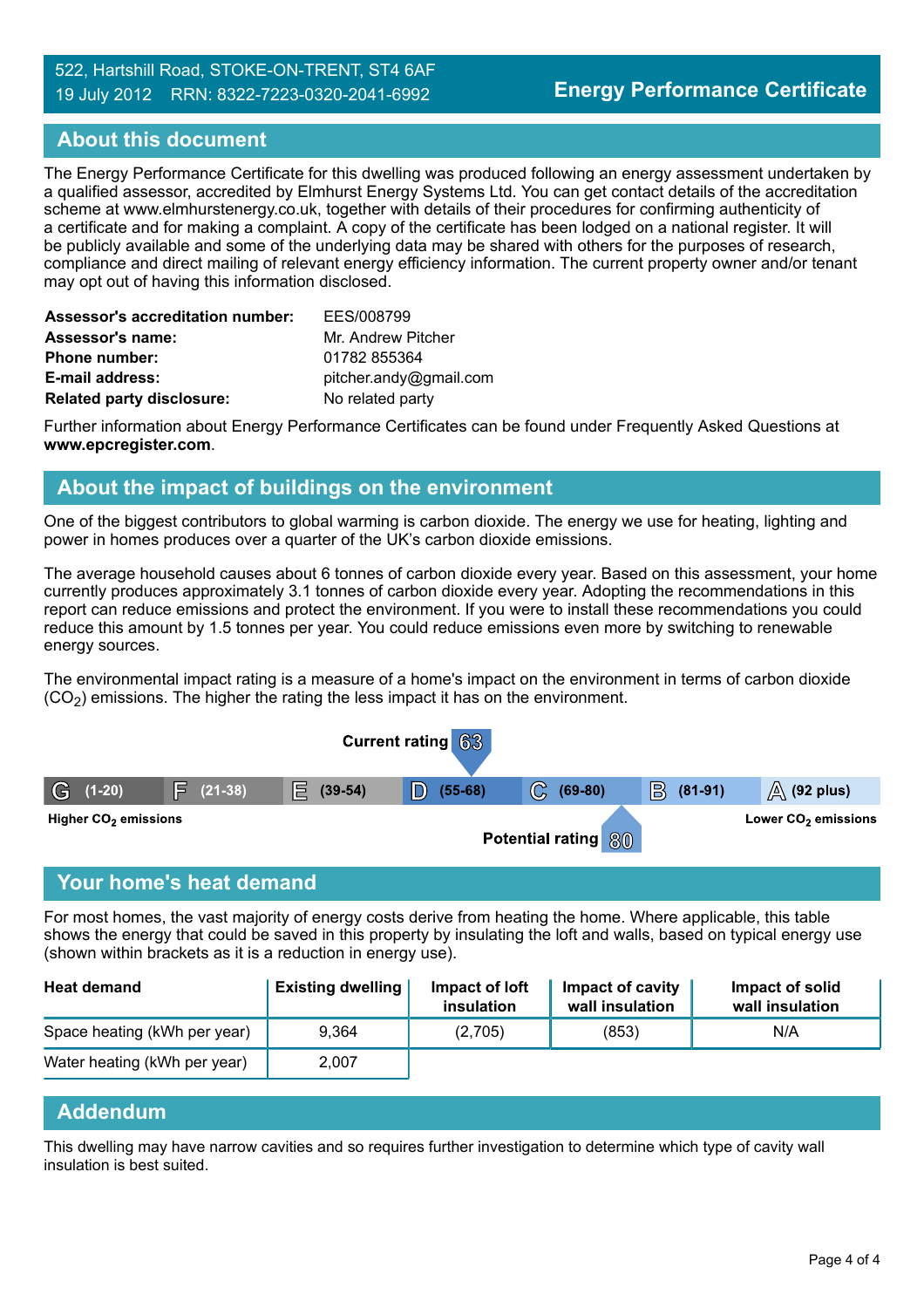522, Hartshill Road, STOKE-ON-TRENT, ST4 6AF
19 July 2012 RRN: 8322-7223-0320-2041-6992

# Energy Performance Certificate

## About this document

The Energy Performance Certificate for this dwelling was produced following an energy assessment undertaken by a qualified assessor, accredited by Elmhurst Energy Systems Ltd. You can get contact details of the accreditation scheme at www.elmhurstenergy.co.uk, together with details of their procedures for confirming authenticity of a certificate and for making a complaint. A copy of the certificate has been lodged on a national register. It will be publicly available and some of the underlying data may be shared with others for the purposes of research, compliance and direct mailing of relevant energy efficiency information. The current property owner and/or tenant may opt out of having this information disclosed.

| | |
|---|---|
| **Assessor's accreditation number:** | EES/008799 |
| **Assessor's name:** | Mr. Andrew Pitcher |
| **Phone number:** | 01782 855364 |
| **E-mail address:** | pitcher.andy@gmail.com |
| **Related party disclosure:** | No related party |

Further information about Energy Performance Certificates can be found under Frequently Asked Questions at **www.epcregister.com**.

## About the impact of buildings on the environment

One of the biggest contributors to global warming is carbon dioxide. The energy we use for heating, lighting and power in homes produces over a quarter of the UK's carbon dioxide emissions.

The average household causes about 6 tonnes of carbon dioxide every year. Based on this assessment, your home currently produces approximately 3.1 tonnes of carbon dioxide every year. Adopting the recommendations in this report can reduce emissions and protect the environment. If you were to install these recommendations you could reduce this amount by 1.5 tonnes per year. You could reduce emissions even more by switching to renewable energy sources.

The environmental impact rating is a measure of a home's impact on the environment in terms of carbon dioxide ($CO_2$) emissions. The higher the rating the less impact it has on the environment.

Current rating 63

G (1-20) F (21-38) E (39-54) D (55-68) C (69-80) B (81-91) A (92 plus)

Higher $CO_2$ emissions

Lower $CO_2$ emissions

Potential rating 80

## Your home's heat demand

For most homes, the vast majority of energy costs derive from heating the home. Where applicable, this table shows the energy that could be saved in this property by insulating the loft and walls, based on typical energy use (shown within brackets as it is a reduction in energy use).

| Heat demand | Existing dwelling | Impact of loft insulation | Impact of cavity wall insulation | Impact of solid wall insulation |
|---|---|---|---|---|
| Space heating (kWh per year) | 9,364 | (2,705) | (853) | N/A |
| Water heating (kWh per year) | 2,007 | | | |

## Addendum

This dwelling may have narrow cavities and so requires further investigation to determine which type of cavity wall insulation is best suited.